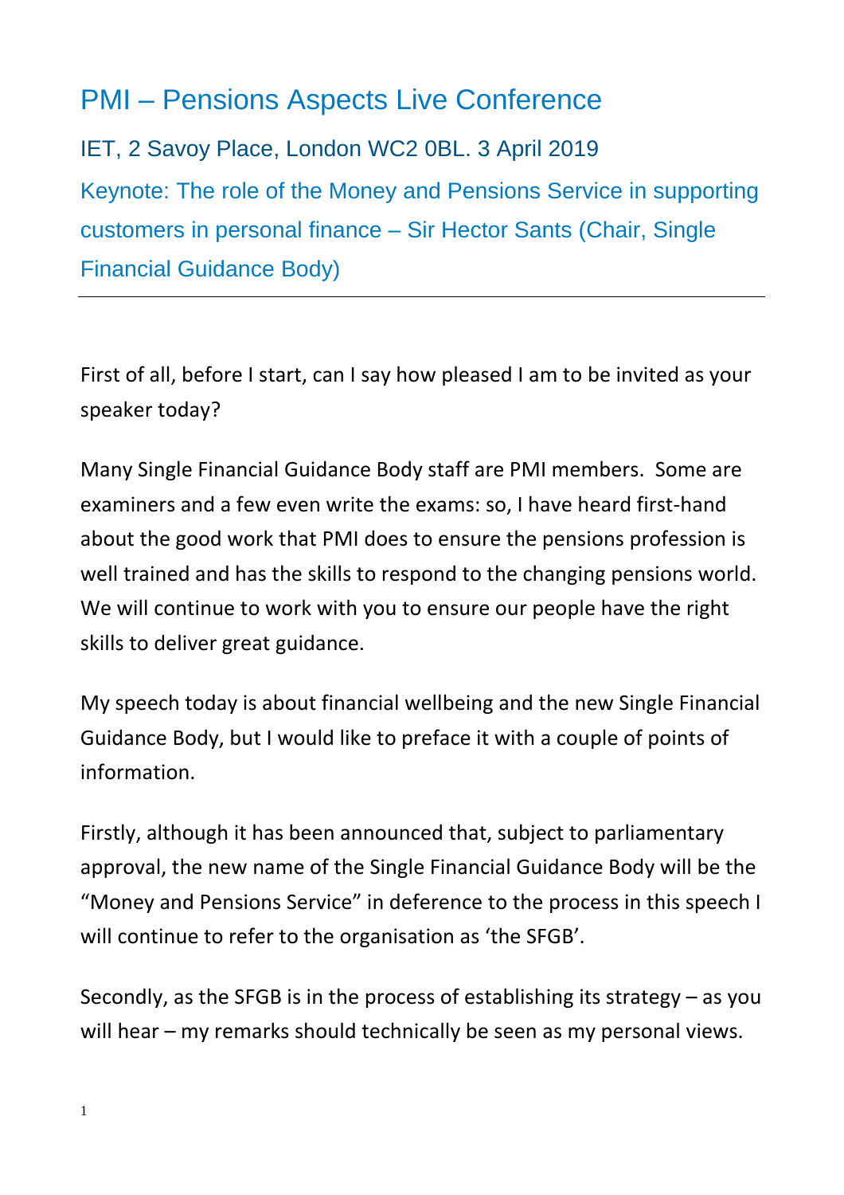# PMI – Pensions Aspects Live Conference

## IET, 2 Savoy Place, London WC2 0BL. 3 April 2019

### Keynote: The role of the Money and Pensions Service in supporting customers in personal finance – Sir Hector Sants (Chair, Single Financial Guidance Body)

---

First of all, before I start, can I say how pleased I am to be invited as your speaker today?

Many Single Financial Guidance Body staff are PMI members. Some are examiners and a few even write the exams: so, I have heard first-hand about the good work that PMI does to ensure the pensions profession is well trained and has the skills to respond to the changing pensions world. We will continue to work with you to ensure our people have the right skills to deliver great guidance.

My speech today is about financial wellbeing and the new Single Financial Guidance Body, but I would like to preface it with a couple of points of information.

Firstly, although it has been announced that, subject to parliamentary approval, the new name of the Single Financial Guidance Body will be the "Money and Pensions Service" in deference to the process in this speech I will continue to refer to the organisation as 'the SFGB'.

Secondly, as the SFGB is in the process of establishing its strategy – as you will hear – my remarks should technically be seen as my personal views.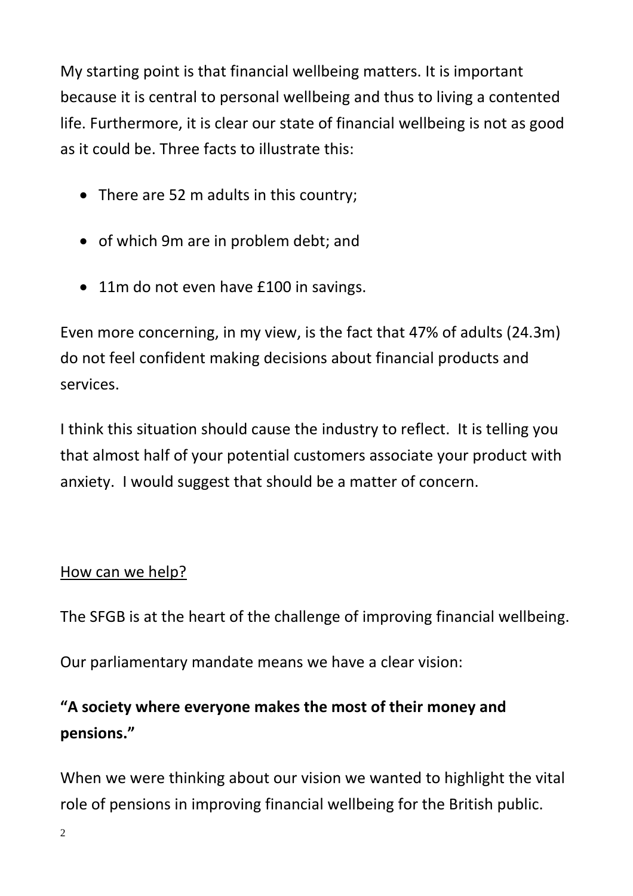My starting point is that financial wellbeing matters. It is important because it is central to personal wellbeing and thus to living a contented life. Furthermore, it is clear our state of financial wellbeing is not as good as it could be. Three facts to illustrate this:

- There are 52 m adults in this country;
- of which 9m are in problem debt; and
- 11m do not even have £100 in savings.

Even more concerning, in my view, is the fact that 47% of adults (24.3m) do not feel confident making decisions about financial products and services.

I think this situation should cause the industry to reflect. It is telling you that almost half of your potential customers associate your product with anxiety. I would suggest that should be a matter of concern.

<u>How can we help?</u>

The SFGB is at the heart of the challenge of improving financial wellbeing.

Our parliamentary mandate means we have a clear vision:

**"A society where everyone makes the most of their money and pensions."**

When we were thinking about our vision we wanted to highlight the vital role of pensions in improving financial wellbeing for the British public.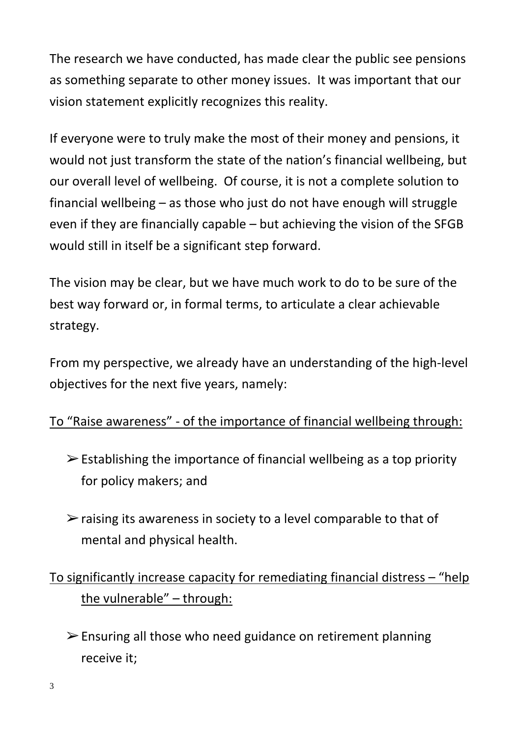The research we have conducted, has made clear the public see pensions as something separate to other money issues. It was important that our vision statement explicitly recognizes this reality.

If everyone were to truly make the most of their money and pensions, it would not just transform the state of the nation's financial wellbeing, but our overall level of wellbeing. Of course, it is not a complete solution to financial wellbeing – as those who just do not have enough will struggle even if they are financially capable – but achieving the vision of the SFGB would still in itself be a significant step forward.

The vision may be clear, but we have much work to do to be sure of the best way forward or, in formal terms, to articulate a clear achievable strategy.

From my perspective, we already have an understanding of the high-level objectives for the next five years, namely:

<u>To "Raise awareness" - of the importance of financial wellbeing through:</u>

- Establishing the importance of financial wellbeing as a top priority for policy makers; and
- raising its awareness in society to a level comparable to that of mental and physical health.

<u>To significantly increase capacity for remediating financial distress – "help the vulnerable" – through:</u>

- Ensuring all those who need guidance on retirement planning receive it;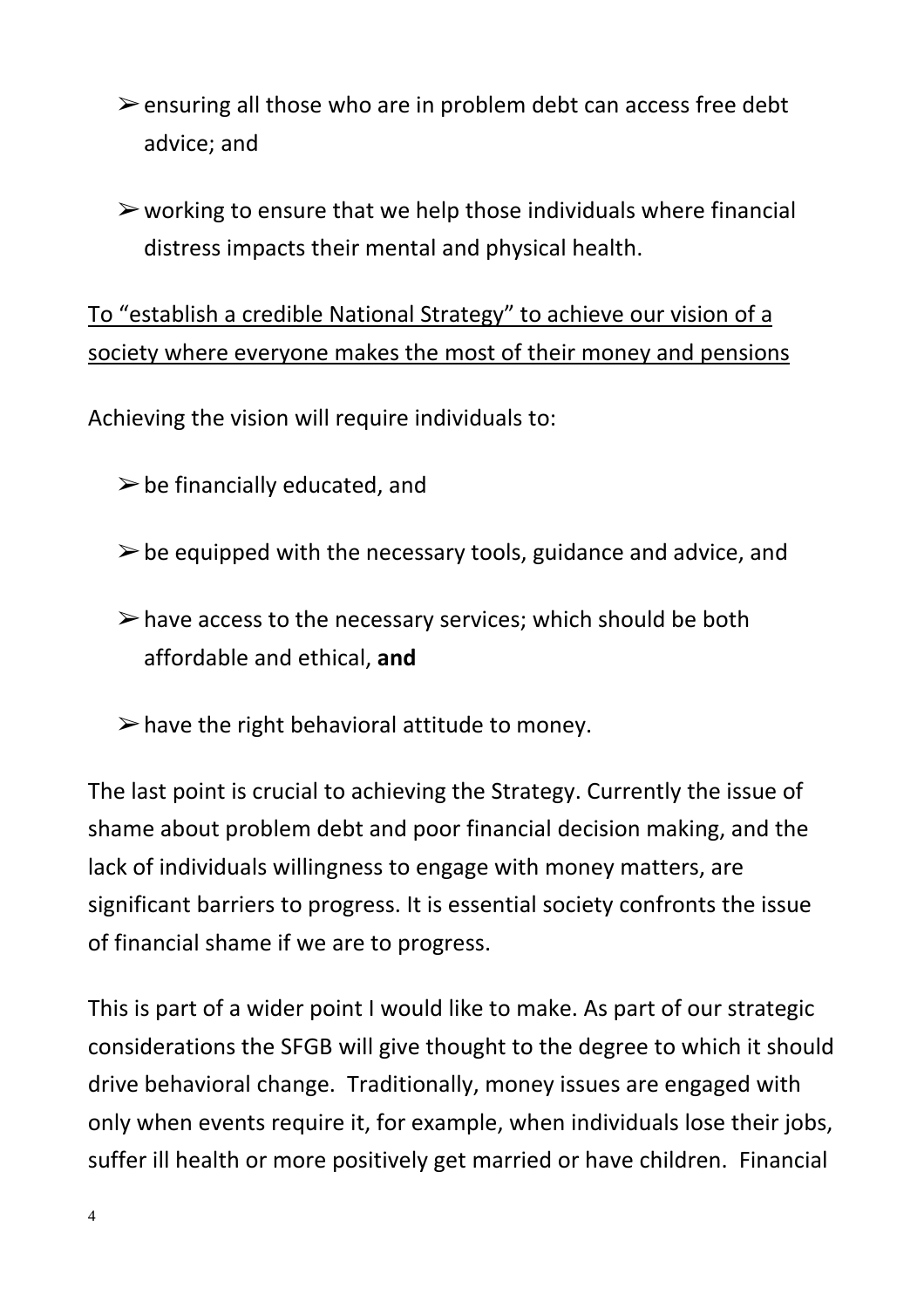- ensuring all those who are in problem debt can access free debt advice; and
- working to ensure that we help those individuals where financial distress impacts their mental and physical health.

<u>To "establish a credible National Strategy" to achieve our vision of a society where everyone makes the most of their money and pensions</u>

Achieving the vision will require individuals to:

- be financially educated, and
- be equipped with the necessary tools, guidance and advice, and
- have access to the necessary services; which should be both affordable and ethical, **and**
- have the right behavioral attitude to money.

The last point is crucial to achieving the Strategy. Currently the issue of shame about problem debt and poor financial decision making, and the lack of individuals willingness to engage with money matters, are significant barriers to progress. It is essential society confronts the issue of financial shame if we are to progress.

This is part of a wider point I would like to make. As part of our strategic considerations the SFGB will give thought to the degree to which it should drive behavioral change. Traditionally, money issues are engaged with only when events require it, for example, when individuals lose their jobs, suffer ill health or more positively get married or have children. Financial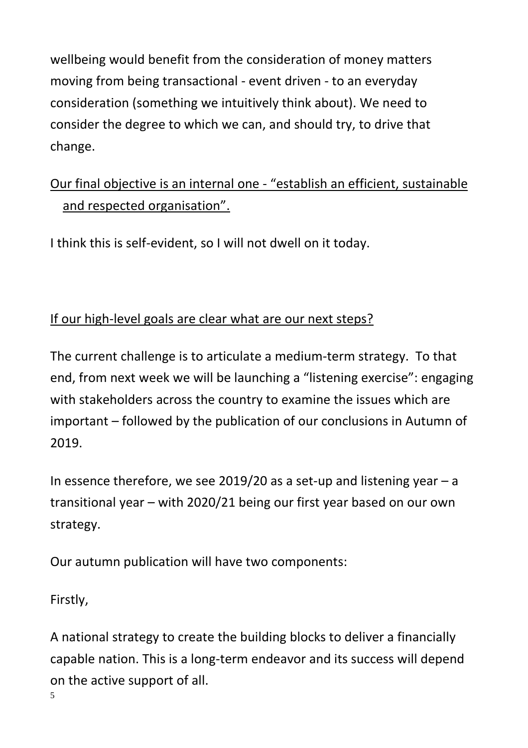wellbeing would benefit from the consideration of money matters moving from being transactional - event driven - to an everyday consideration (something we intuitively think about). We need to consider the degree to which we can, and should try, to drive that change.

<u>Our final objective is an internal one - "establish an efficient, sustainable and respected organisation".</u>

I think this is self-evident, so I will not dwell on it today.

<u>If our high-level goals are clear what are our next steps?</u>

The current challenge is to articulate a medium-term strategy. To that end, from next week we will be launching a "listening exercise": engaging with stakeholders across the country to examine the issues which are important – followed by the publication of our conclusions in Autumn of 2019.

In essence therefore, we see 2019/20 as a set-up and listening year – a transitional year – with 2020/21 being our first year based on our own strategy.

Our autumn publication will have two components:

Firstly,

A national strategy to create the building blocks to deliver a financially capable nation. This is a long-term endeavor and its success will depend on the active support of all.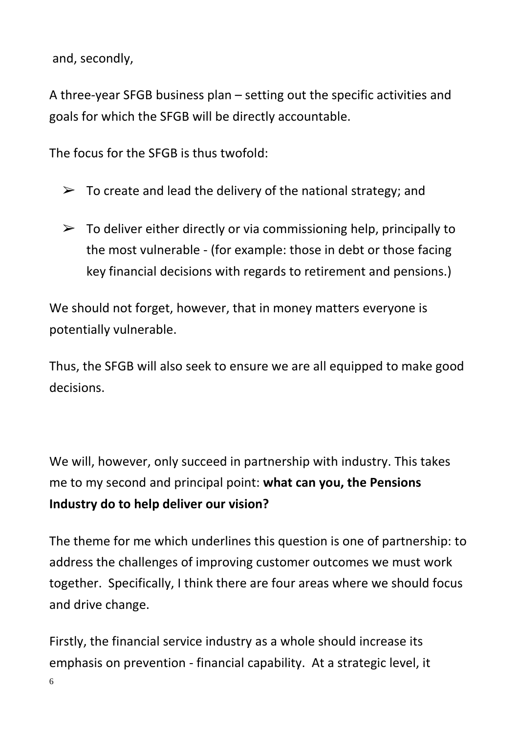and, secondly,

A three-year SFGB business plan – setting out the specific activities and goals for which the SFGB will be directly accountable.

The focus for the SFGB is thus twofold:

- To create and lead the delivery of the national strategy; and
- To deliver either directly or via commissioning help, principally to the most vulnerable - (for example: those in debt or those facing key financial decisions with regards to retirement and pensions.)

We should not forget, however, that in money matters everyone is potentially vulnerable.

Thus, the SFGB will also seek to ensure we are all equipped to make good decisions.

We will, however, only succeed in partnership with industry. This takes me to my second and principal point: **what can you, the Pensions Industry do to help deliver our vision?**

The theme for me which underlines this question is one of partnership: to address the challenges of improving customer outcomes we must work together. Specifically, I think there are four areas where we should focus and drive change.

Firstly, the financial service industry as a whole should increase its emphasis on prevention - financial capability. At a strategic level, it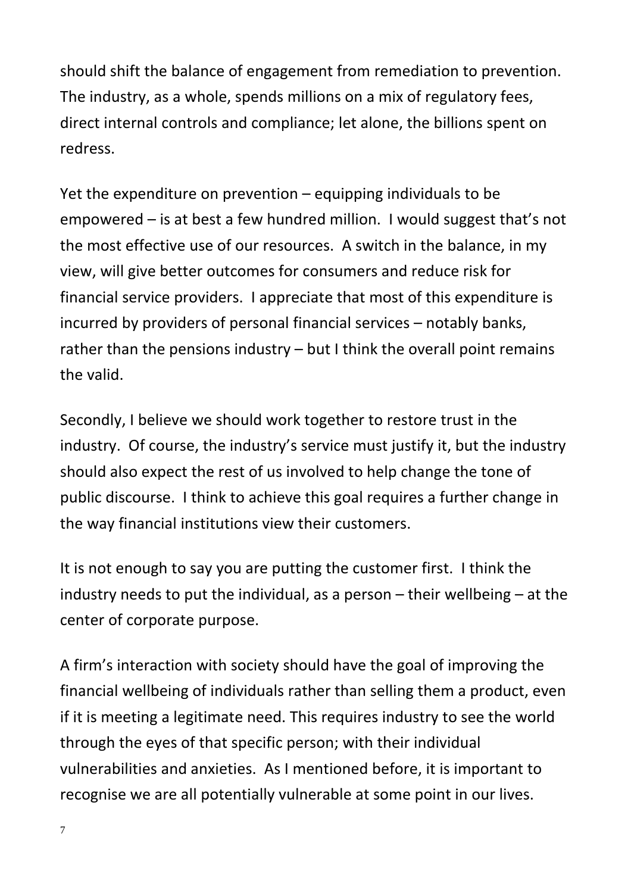should shift the balance of engagement from remediation to prevention. The industry, as a whole, spends millions on a mix of regulatory fees, direct internal controls and compliance; let alone, the billions spent on redress.

Yet the expenditure on prevention – equipping individuals to be empowered – is at best a few hundred million. I would suggest that's not the most effective use of our resources. A switch in the balance, in my view, will give better outcomes for consumers and reduce risk for financial service providers. I appreciate that most of this expenditure is incurred by providers of personal financial services – notably banks, rather than the pensions industry – but I think the overall point remains the valid.

Secondly, I believe we should work together to restore trust in the industry. Of course, the industry's service must justify it, but the industry should also expect the rest of us involved to help change the tone of public discourse. I think to achieve this goal requires a further change in the way financial institutions view their customers.

It is not enough to say you are putting the customer first. I think the industry needs to put the individual, as a person – their wellbeing – at the center of corporate purpose.

A firm's interaction with society should have the goal of improving the financial wellbeing of individuals rather than selling them a product, even if it is meeting a legitimate need. This requires industry to see the world through the eyes of that specific person; with their individual vulnerabilities and anxieties. As I mentioned before, it is important to recognise we are all potentially vulnerable at some point in our lives.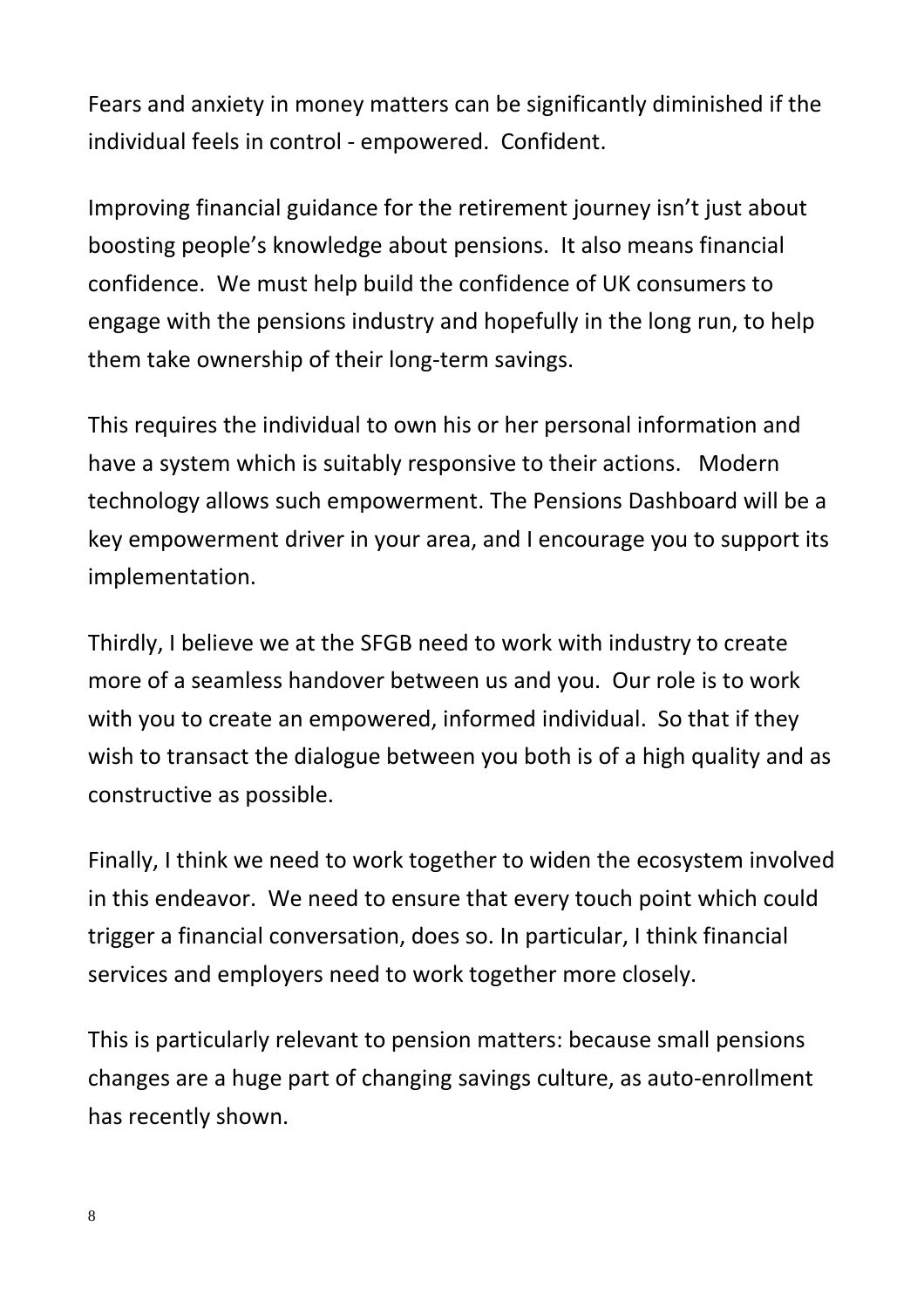Fears and anxiety in money matters can be significantly diminished if the individual feels in control - empowered. Confident.

Improving financial guidance for the retirement journey isn't just about boosting people's knowledge about pensions. It also means financial confidence. We must help build the confidence of UK consumers to engage with the pensions industry and hopefully in the long run, to help them take ownership of their long-term savings.

This requires the individual to own his or her personal information and have a system which is suitably responsive to their actions. Modern technology allows such empowerment. The Pensions Dashboard will be a key empowerment driver in your area, and I encourage you to support its implementation.

Thirdly, I believe we at the SFGB need to work with industry to create more of a seamless handover between us and you. Our role is to work with you to create an empowered, informed individual. So that if they wish to transact the dialogue between you both is of a high quality and as constructive as possible.

Finally, I think we need to work together to widen the ecosystem involved in this endeavor. We need to ensure that every touch point which could trigger a financial conversation, does so. In particular, I think financial services and employers need to work together more closely.

This is particularly relevant to pension matters: because small pensions changes are a huge part of changing savings culture, as auto-enrollment has recently shown.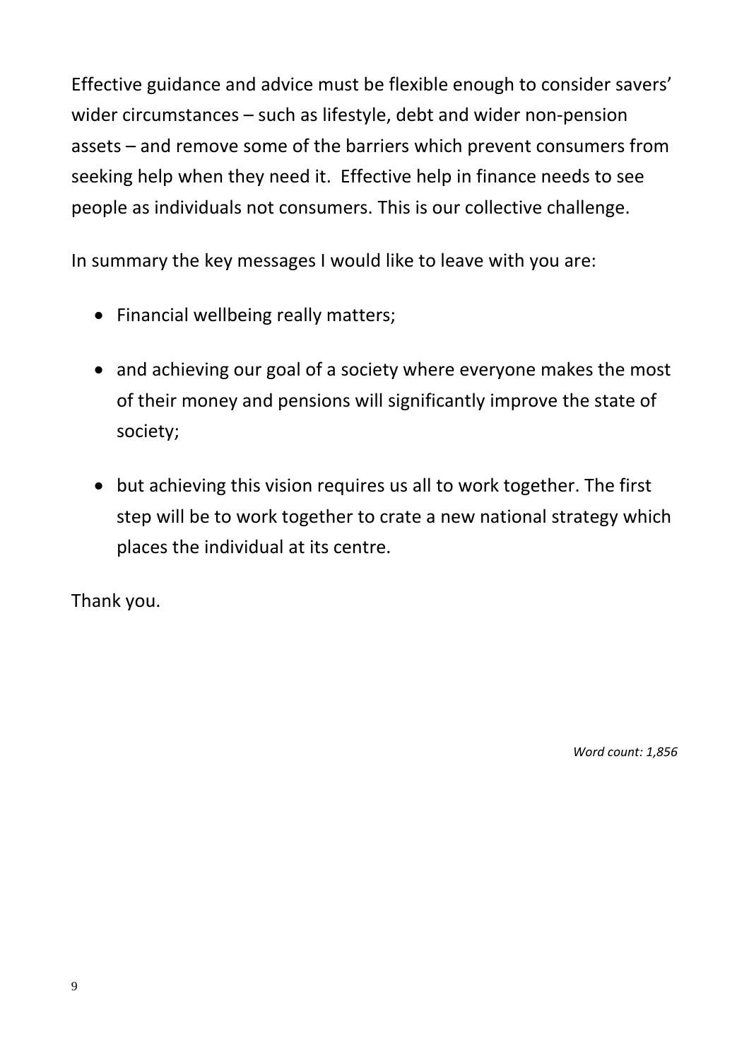Effective guidance and advice must be flexible enough to consider savers' wider circumstances – such as lifestyle, debt and wider non-pension assets – and remove some of the barriers which prevent consumers from seeking help when they need it. Effective help in finance needs to see people as individuals not consumers. This is our collective challenge.

In summary the key messages I would like to leave with you are:

- Financial wellbeing really matters;
- and achieving our goal of a society where everyone makes the most of their money and pensions will significantly improve the state of society;
- but achieving this vision requires us all to work together. The first step will be to work together to crate a new national strategy which places the individual at its centre.

Thank you.

*Word count: 1,856*